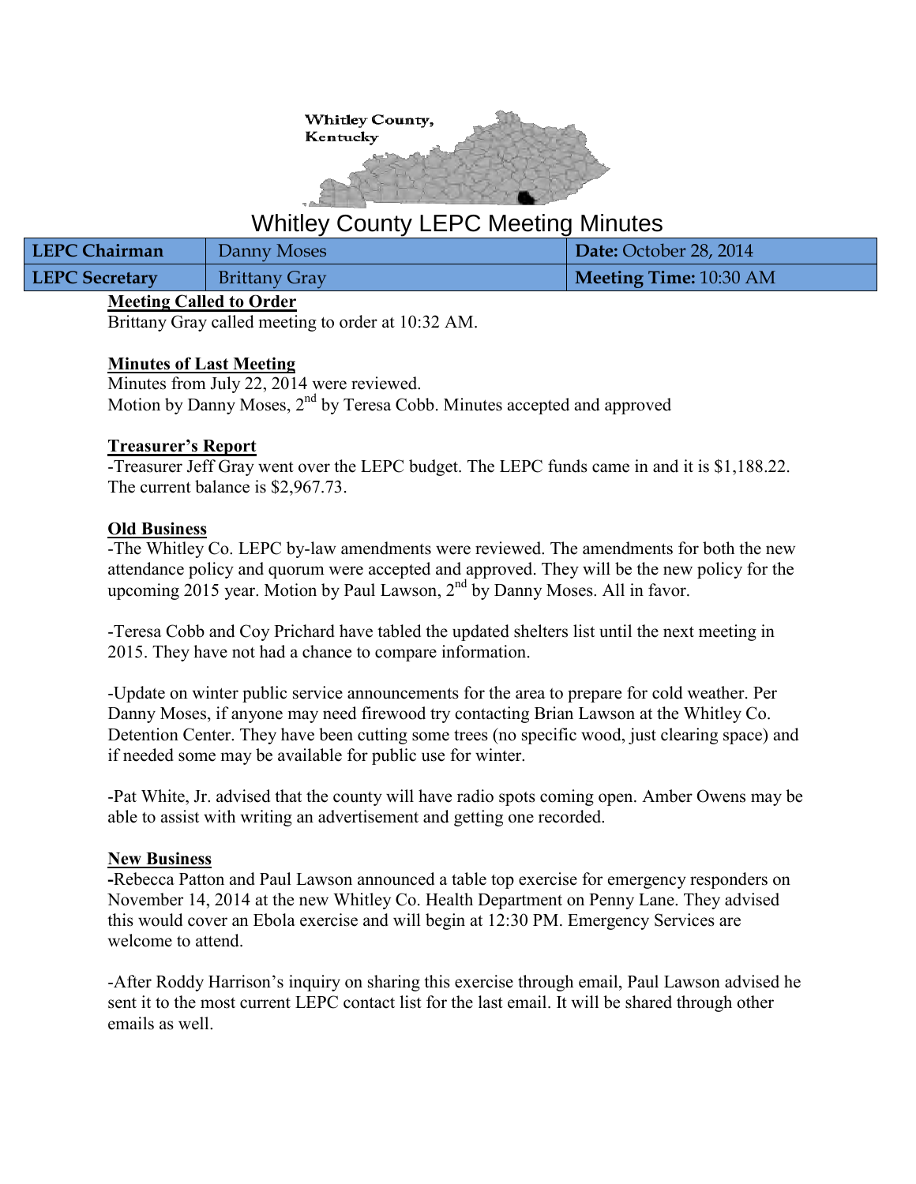Whitley County, Kentucky

# Whitley County LEPC Meeting Minutes

| LEPC Chairman | Danny Moses | Date: October 28, 2014 |
|---|---|---|
| LEPC Secretary | Brittany Gray | Meeting Time: 10:30 AM |

**Meeting Called to Order**

Brittany Gray called meeting to order at 10:32 AM.

**Minutes of Last Meeting**

Minutes from July 22, 2014 were reviewed.
Motion by Danny Moses, 2nd by Teresa Cobb. Minutes accepted and approved

**Treasurer's Report**

-Treasurer Jeff Gray went over the LEPC budget. The LEPC funds came in and it is $1,188.22. The current balance is $2,967.73.

**Old Business**

-The Whitley Co. LEPC by-law amendments were reviewed. The amendments for both the new attendance policy and quorum were accepted and approved. They will be the new policy for the upcoming 2015 year. Motion by Paul Lawson, 2nd by Danny Moses. All in favor.

-Teresa Cobb and Coy Prichard have tabled the updated shelters list until the next meeting in 2015. They have not had a chance to compare information.

-Update on winter public service announcements for the area to prepare for cold weather. Per Danny Moses, if anyone may need firewood try contacting Brian Lawson at the Whitley Co. Detention Center. They have been cutting some trees (no specific wood, just clearing space) and if needed some may be available for public use for winter.

-Pat White, Jr. advised that the county will have radio spots coming open. Amber Owens may be able to assist with writing an advertisement and getting one recorded.

**New Business**

-Rebecca Patton and Paul Lawson announced a table top exercise for emergency responders on November 14, 2014 at the new Whitley Co. Health Department on Penny Lane. They advised this would cover an Ebola exercise and will begin at 12:30 PM. Emergency Services are welcome to attend.

-After Roddy Harrison's inquiry on sharing this exercise through email, Paul Lawson advised he sent it to the most current LEPC contact list for the last email. It will be shared through other emails as well.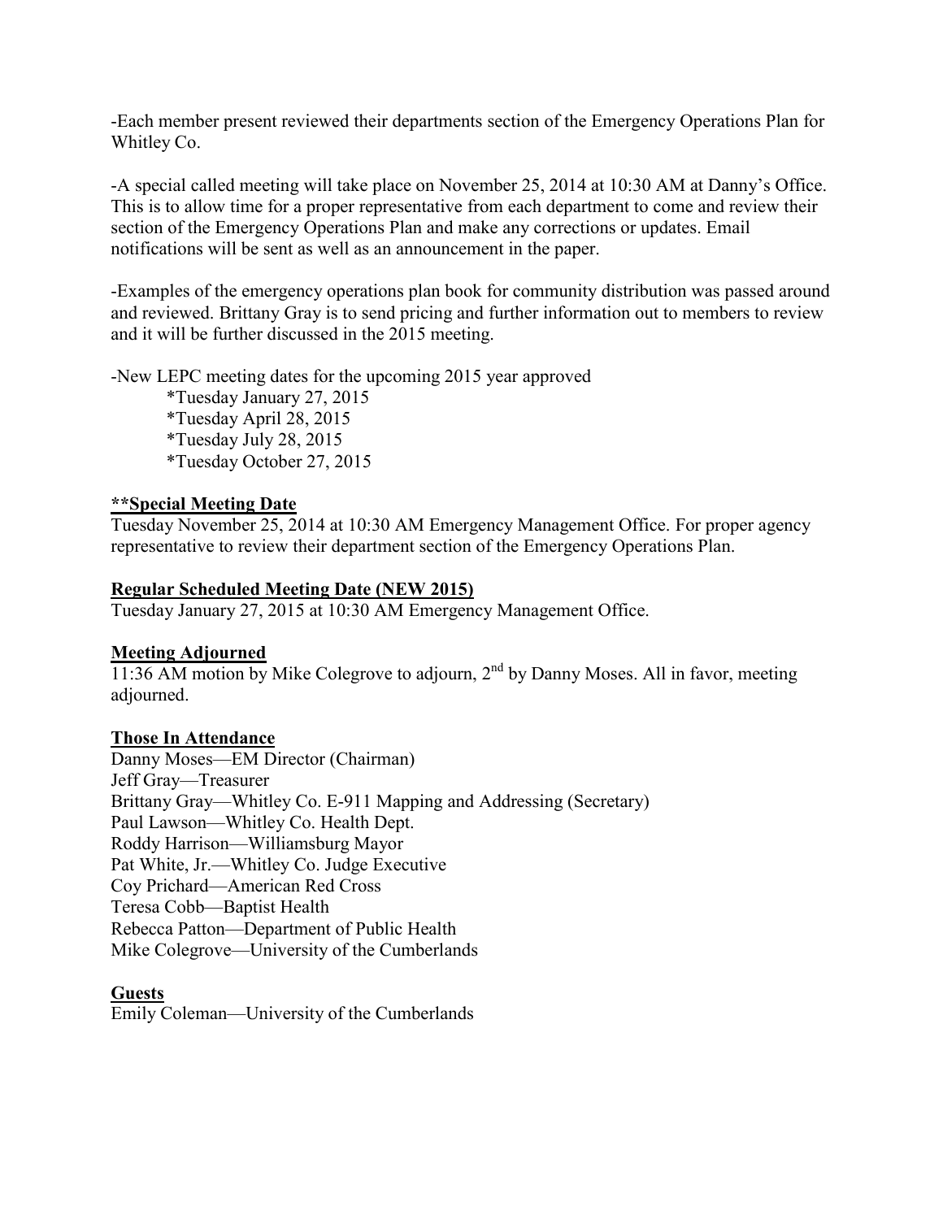-Each member present reviewed their departments section of the Emergency Operations Plan for Whitley Co.

-A special called meeting will take place on November 25, 2014 at 10:30 AM at Danny's Office. This is to allow time for a proper representative from each department to come and review their section of the Emergency Operations Plan and make any corrections or updates. Email notifications will be sent as well as an announcement in the paper.

-Examples of the emergency operations plan book for community distribution was passed around and reviewed. Brittany Gray is to send pricing and further information out to members to review and it will be further discussed in the 2015 meeting.

-New LEPC meeting dates for the upcoming 2015 year approved

*Tuesday January 27, 2015
*Tuesday April 28, 2015
*Tuesday July 28, 2015
*Tuesday October 27, 2015

**<u>**Special Meeting Date</u>**

Tuesday November 25, 2014 at 10:30 AM Emergency Management Office. For proper agency representative to review their department section of the Emergency Operations Plan.

**<u>Regular Scheduled Meeting Date (NEW 2015)</u>**

Tuesday January 27, 2015 at 10:30 AM Emergency Management Office.

**<u>Meeting Adjourned</u>**

11:36 AM motion by Mike Colegrove to adjourn, 2nd by Danny Moses. All in favor, meeting adjourned.

**<u>Those In Attendance</u>**

Danny Moses—EM Director (Chairman)
Jeff Gray—Treasurer
Brittany Gray—Whitley Co. E-911 Mapping and Addressing (Secretary)
Paul Lawson—Whitley Co. Health Dept.
Roddy Harrison—Williamsburg Mayor
Pat White, Jr.—Whitley Co. Judge Executive
Coy Prichard—American Red Cross
Teresa Cobb—Baptist Health
Rebecca Patton—Department of Public Health
Mike Colegrove—University of the Cumberlands

**<u>Guests</u>**

Emily Coleman—University of the Cumberlands